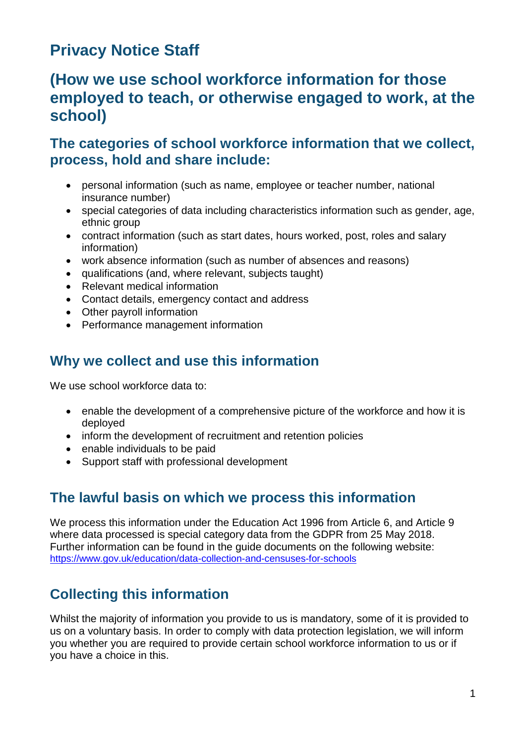# Privacy Notice Staff

## (How we use school workforce information for those employed to teach, or otherwise engaged to work, at the school)

### The categories of school workforce information that we collect, process, hold and share include:

- personal information (such as name, employee or teacher number, national insurance number)
- special categories of data including characteristics information such as gender, age, ethnic group
- contract information (such as start dates, hours worked, post, roles and salary information)
- work absence information (such as number of absences and reasons)
- qualifications (and, where relevant, subjects taught)
- Relevant medical information
- Contact details, emergency contact and address
- Other payroll information
- Performance management information

## Why we collect and use this information

We use school workforce data to:

- enable the development of a comprehensive picture of the workforce and how it is deployed
- inform the development of recruitment and retention policies
- enable individuals to be paid
- Support staff with professional development

## The lawful basis on which we process this information

We process this information under the Education Act 1996 from Article 6, and Article 9 where data processed is special category data from the GDPR from 25 May 2018. Further information can be found in the guide documents on the following website: [https://www.gov.uk/education/data-collection-and-censuses-for-schools](https://www.gov.uk/education/data-collection-and-censuses-for-schools)

## Collecting this information

Whilst the majority of information you provide to us is mandatory, some of it is provided to us on a voluntary basis. In order to comply with data protection legislation, we will inform you whether you are required to provide certain school workforce information to us or if you have a choice in this.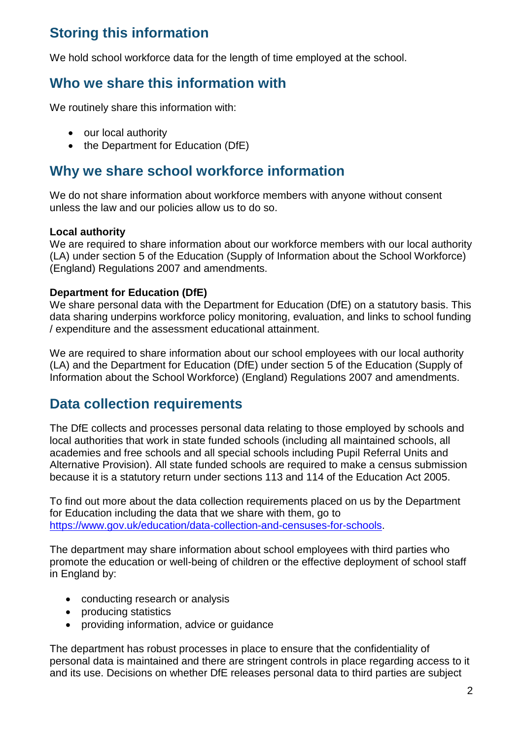## Storing this information

We hold school workforce data for the length of time employed at the school.

## Who we share this information with

We routinely share this information with:

- our local authority
- the Department for Education (DfE)

## Why we share school workforce information

We do not share information about workforce members with anyone without consent unless the law and our policies allow us to do so.

**Local authority**
We are required to share information about our workforce members with our local authority (LA) under section 5 of the Education (Supply of Information about the School Workforce) (England) Regulations 2007 and amendments.

**Department for Education (DfE)**
We share personal data with the Department for Education (DfE) on a statutory basis. This data sharing underpins workforce policy monitoring, evaluation, and links to school funding / expenditure and the assessment educational attainment.

We are required to share information about our school employees with our local authority (LA) and the Department for Education (DfE) under section 5 of the Education (Supply of Information about the School Workforce) (England) Regulations 2007 and amendments.

## Data collection requirements

The DfE collects and processes personal data relating to those employed by schools and local authorities that work in state funded schools (including all maintained schools, all academies and free schools and all special schools including Pupil Referral Units and Alternative Provision). All state funded schools are required to make a census submission because it is a statutory return under sections 113 and 114 of the Education Act 2005.

To find out more about the data collection requirements placed on us by the Department for Education including the data that we share with them, go to [https://www.gov.uk/education/data-collection-and-censuses-for-schools](https://www.gov.uk/education/data-collection-and-censuses-for-schools).

The department may share information about school employees with third parties who promote the education or well-being of children or the effective deployment of school staff in England by:

- conducting research or analysis
- producing statistics
- providing information, advice or guidance

The department has robust processes in place to ensure that the confidentiality of personal data is maintained and there are stringent controls in place regarding access to it and its use. Decisions on whether DfE releases personal data to third parties are subject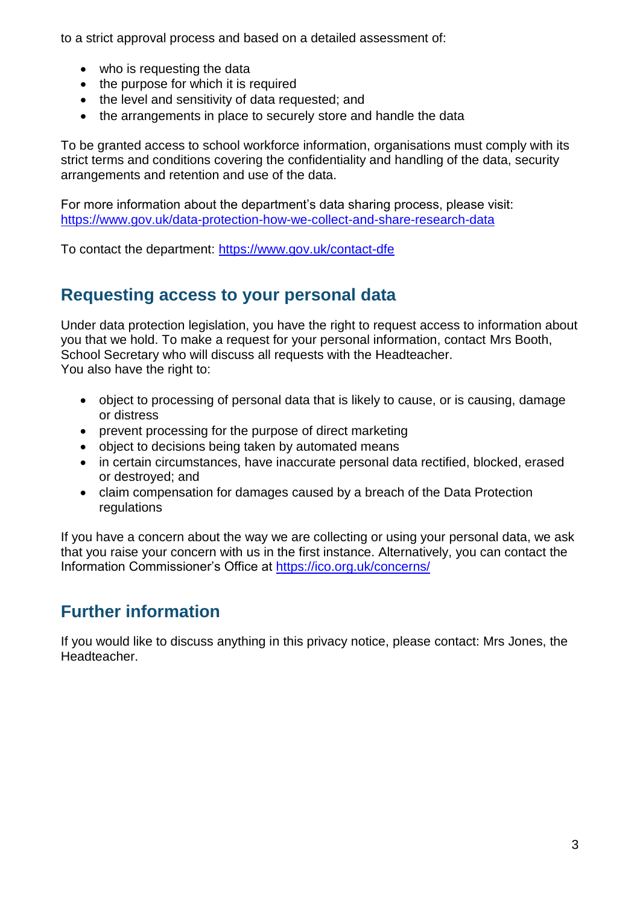to a strict approval process and based on a detailed assessment of:

- who is requesting the data
- the purpose for which it is required
- the level and sensitivity of data requested; and
- the arrangements in place to securely store and handle the data

To be granted access to school workforce information, organisations must comply with its strict terms and conditions covering the confidentiality and handling of the data, security arrangements and retention and use of the data.

For more information about the department's data sharing process, please visit: https://www.gov.uk/data-protection-how-we-collect-and-share-research-data

To contact the department: https://www.gov.uk/contact-dfe

## Requesting access to your personal data

Under data protection legislation, you have the right to request access to information about you that we hold. To make a request for your personal information, contact Mrs Booth, School Secretary who will discuss all requests with the Headteacher.
You also have the right to:

- object to processing of personal data that is likely to cause, or is causing, damage or distress
- prevent processing for the purpose of direct marketing
- object to decisions being taken by automated means
- in certain circumstances, have inaccurate personal data rectified, blocked, erased or destroyed; and
- claim compensation for damages caused by a breach of the Data Protection regulations

If you have a concern about the way we are collecting or using your personal data, we ask that you raise your concern with us in the first instance. Alternatively, you can contact the Information Commissioner's Office at https://ico.org.uk/concerns/

## Further information

If you would like to discuss anything in this privacy notice, please contact: Mrs Jones, the Headteacher.